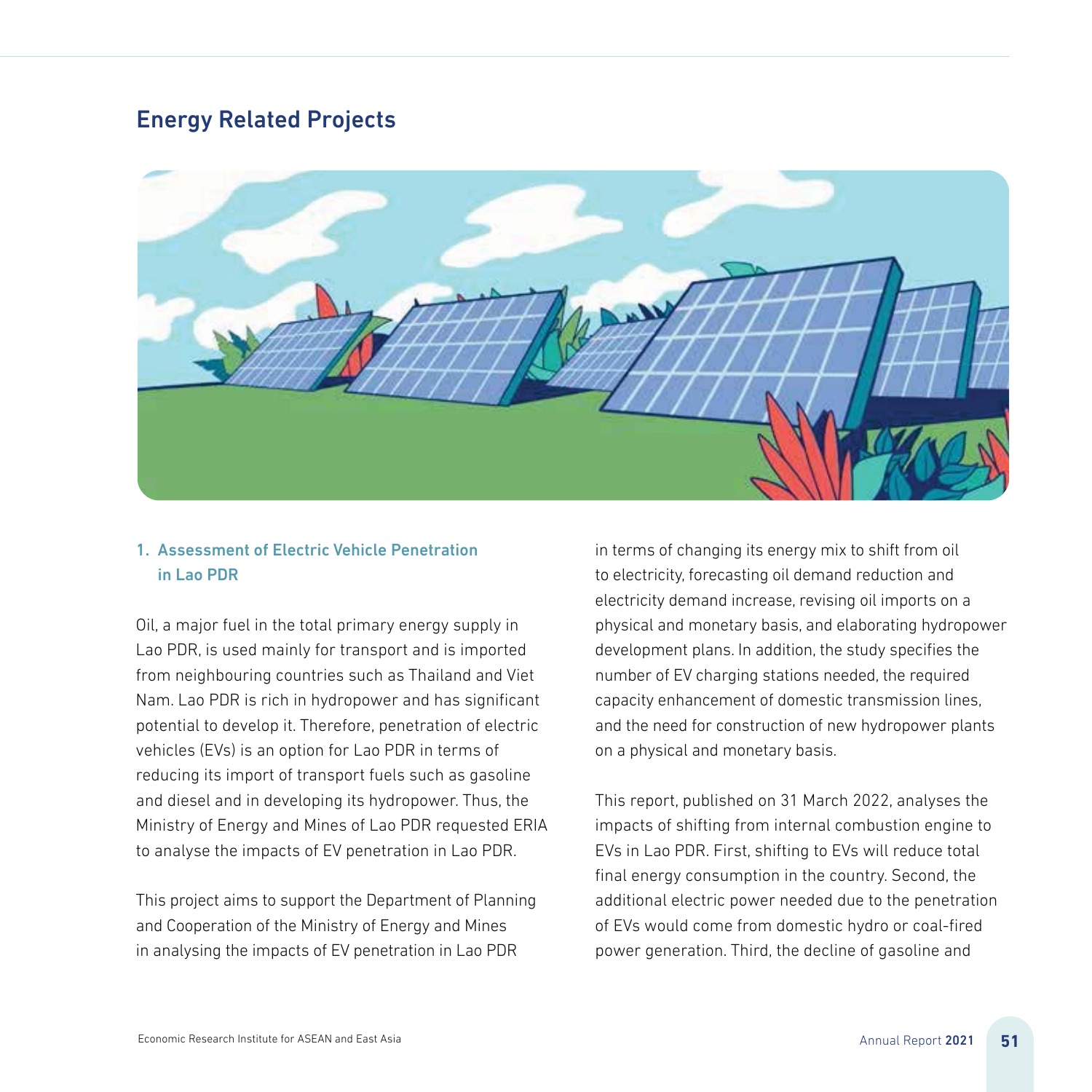## Energy Related Projects

### 1. Assessment of Electric Vehicle Penetration in Lao PDR

Oil, a major fuel in the total primary energy supply in Lao PDR, is used mainly for transport and is imported from neighbouring countries such as Thailand and Viet Nam. Lao PDR is rich in hydropower and has significant potential to develop it. Therefore, penetration of electric vehicles (EVs) is an option for Lao PDR in terms of reducing its import of transport fuels such as gasoline and diesel and in developing its hydropower. Thus, the Ministry of Energy and Mines of Lao PDR requested ERIA to analyse the impacts of EV penetration in Lao PDR.

This project aims to support the Department of Planning and Cooperation of the Ministry of Energy and Mines in analysing the impacts of EV penetration in Lao PDR in terms of changing its energy mix to shift from oil to electricity, forecasting oil demand reduction and electricity demand increase, revising oil imports on a physical and monetary basis, and elaborating hydropower development plans. In addition, the study specifies the number of EV charging stations needed, the required capacity enhancement of domestic transmission lines, and the need for construction of new hydropower plants on a physical and monetary basis.

This report, published on 31 March 2022, analyses the impacts of shifting from internal combustion engine to EVs in Lao PDR. First, shifting to EVs will reduce total final energy consumption in the country. Second, the additional electric power needed due to the penetration of EVs would come from domestic hydro or coal-fired power generation. Third, the decline of gasoline and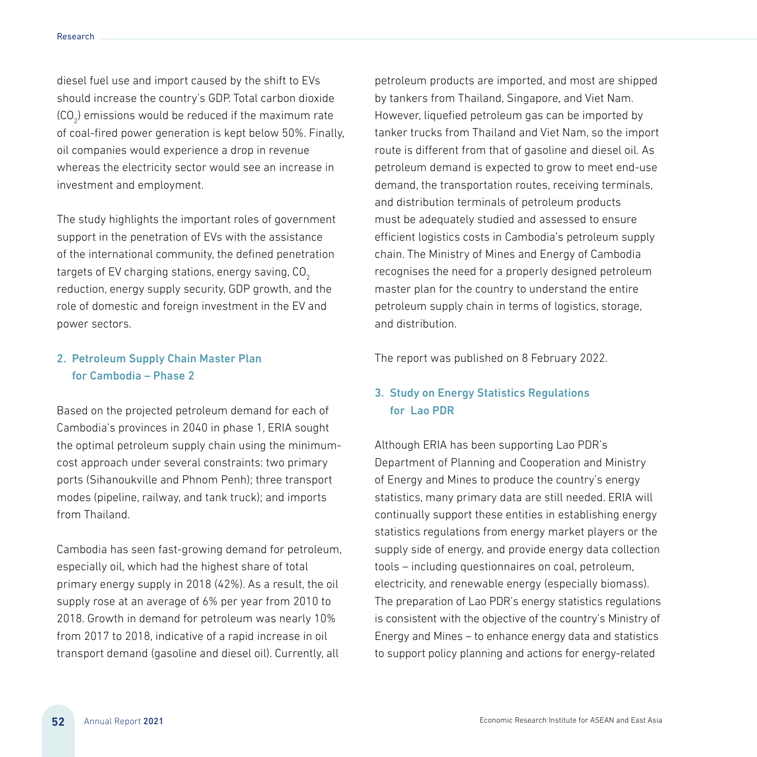diesel fuel use and import caused by the shift to EVs should increase the country's GDP. Total carbon dioxide ($CO_2$) emissions would be reduced if the maximum rate of coal-fired power generation is kept below 50%. Finally, oil companies would experience a drop in revenue whereas the electricity sector would see an increase in investment and employment.

The study highlights the important roles of government support in the penetration of EVs with the assistance of the international community, the defined penetration targets of EV charging stations, energy saving, $CO_2$ reduction, energy supply security, GDP growth, and the role of domestic and foreign investment in the EV and power sectors.

### 2. Petroleum Supply Chain Master Plan for Cambodia – Phase 2

Based on the projected petroleum demand for each of Cambodia's provinces in 2040 in phase 1, ERIA sought the optimal petroleum supply chain using the minimum-cost approach under several constraints: two primary ports (Sihanoukville and Phnom Penh); three transport modes (pipeline, railway, and tank truck); and imports from Thailand.

Cambodia has seen fast-growing demand for petroleum, especially oil, which had the highest share of total primary energy supply in 2018 (42%). As a result, the oil supply rose at an average of 6% per year from 2010 to 2018. Growth in demand for petroleum was nearly 10% from 2017 to 2018, indicative of a rapid increase in oil transport demand (gasoline and diesel oil). Currently, all petroleum products are imported, and most are shipped by tankers from Thailand, Singapore, and Viet Nam. However, liquefied petroleum gas can be imported by tanker trucks from Thailand and Viet Nam, so the import route is different from that of gasoline and diesel oil. As petroleum demand is expected to grow to meet end-use demand, the transportation routes, receiving terminals, and distribution terminals of petroleum products must be adequately studied and assessed to ensure efficient logistics costs in Cambodia's petroleum supply chain. The Ministry of Mines and Energy of Cambodia recognises the need for a properly designed petroleum master plan for the country to understand the entire petroleum supply chain in terms of logistics, storage, and distribution.

The report was published on 8 February 2022.

### 3. Study on Energy Statistics Regulations for Lao PDR

Although ERIA has been supporting Lao PDR's Department of Planning and Cooperation and Ministry of Energy and Mines to produce the country's energy statistics, many primary data are still needed. ERIA will continually support these entities in establishing energy statistics regulations from energy market players or the supply side of energy, and provide energy data collection tools – including questionnaires on coal, petroleum, electricity, and renewable energy (especially biomass). The preparation of Lao PDR's energy statistics regulations is consistent with the objective of the country's Ministry of Energy and Mines – to enhance energy data and statistics to support policy planning and actions for energy-related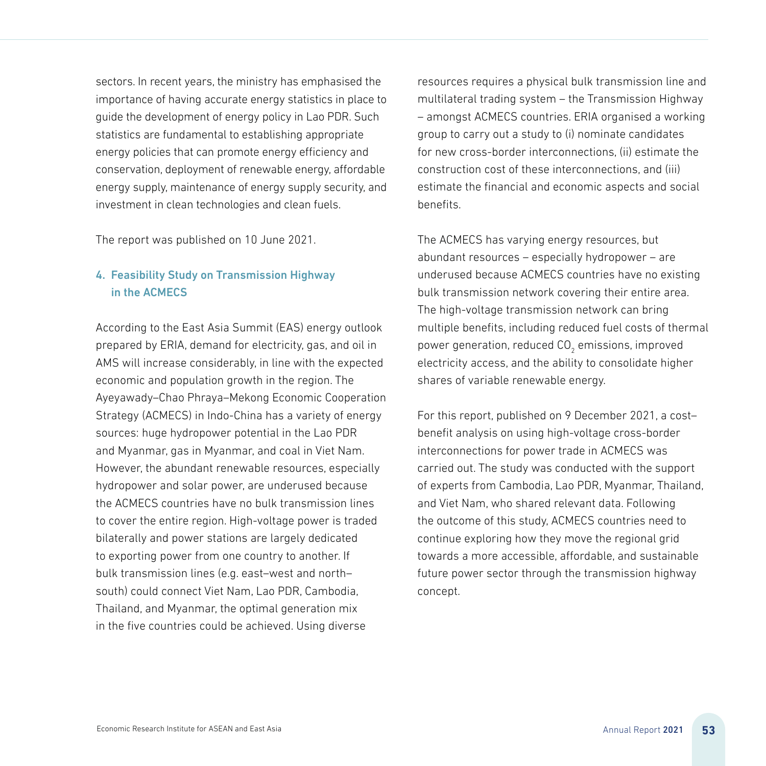sectors. In recent years, the ministry has emphasised the importance of having accurate energy statistics in place to guide the development of energy policy in Lao PDR. Such statistics are fundamental to establishing appropriate energy policies that can promote energy efficiency and conservation, deployment of renewable energy, affordable energy supply, maintenance of energy supply security, and investment in clean technologies and clean fuels.

The report was published on 10 June 2021.

### 4. Feasibility Study on Transmission Highway in the ACMECS

According to the East Asia Summit (EAS) energy outlook prepared by ERIA, demand for electricity, gas, and oil in AMS will increase considerably, in line with the expected economic and population growth in the region. The Ayeyawady–Chao Phraya–Mekong Economic Cooperation Strategy (ACMECS) in Indo-China has a variety of energy sources: huge hydropower potential in the Lao PDR and Myanmar, gas in Myanmar, and coal in Viet Nam. However, the abundant renewable resources, especially hydropower and solar power, are underused because the ACMECS countries have no bulk transmission lines to cover the entire region. High-voltage power is traded bilaterally and power stations are largely dedicated to exporting power from one country to another. If bulk transmission lines (e.g. east–west and north–south) could connect Viet Nam, Lao PDR, Cambodia, Thailand, and Myanmar, the optimal generation mix in the five countries could be achieved. Using diverse resources requires a physical bulk transmission line and multilateral trading system – the Transmission Highway – amongst ACMECS countries. ERIA organised a working group to carry out a study to (i) nominate candidates for new cross-border interconnections, (ii) estimate the construction cost of these interconnections, and (iii) estimate the financial and economic aspects and social benefits.

The ACMECS has varying energy resources, but abundant resources – especially hydropower – are underused because ACMECS countries have no existing bulk transmission network covering their entire area. The high-voltage transmission network can bring multiple benefits, including reduced fuel costs of thermal power generation, reduced $CO_2$ emissions, improved electricity access, and the ability to consolidate higher shares of variable renewable energy.

For this report, published on 9 December 2021, a cost–benefit analysis on using high-voltage cross-border interconnections for power trade in ACMECS was carried out. The study was conducted with the support of experts from Cambodia, Lao PDR, Myanmar, Thailand, and Viet Nam, who shared relevant data. Following the outcome of this study, ACMECS countries need to continue exploring how they move the regional grid towards a more accessible, affordable, and sustainable future power sector through the transmission highway concept.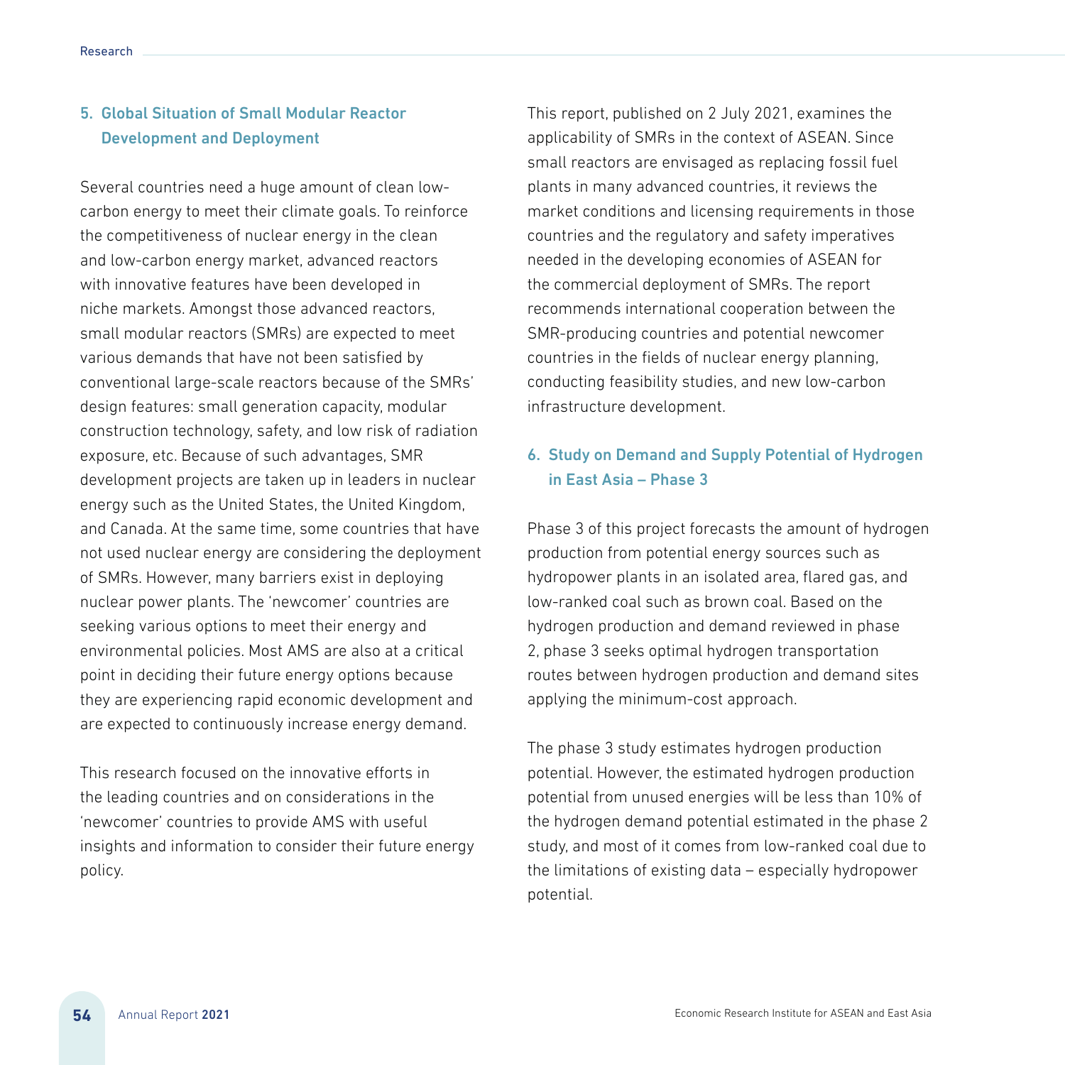## 5. Global Situation of Small Modular Reactor Development and Deployment

Several countries need a huge amount of clean low-carbon energy to meet their climate goals. To reinforce the competitiveness of nuclear energy in the clean and low-carbon energy market, advanced reactors with innovative features have been developed in niche markets. Amongst those advanced reactors, small modular reactors (SMRs) are expected to meet various demands that have not been satisfied by conventional large-scale reactors because of the SMRs' design features: small generation capacity, modular construction technology, safety, and low risk of radiation exposure, etc. Because of such advantages, SMR development projects are taken up in leaders in nuclear energy such as the United States, the United Kingdom, and Canada. At the same time, some countries that have not used nuclear energy are considering the deployment of SMRs. However, many barriers exist in deploying nuclear power plants. The 'newcomer' countries are seeking various options to meet their energy and environmental policies. Most AMS are also at a critical point in deciding their future energy options because they are experiencing rapid economic development and are expected to continuously increase energy demand.

This research focused on the innovative efforts in the leading countries and on considerations in the 'newcomer' countries to provide AMS with useful insights and information to consider their future energy policy.

This report, published on 2 July 2021, examines the applicability of SMRs in the context of ASEAN. Since small reactors are envisaged as replacing fossil fuel plants in many advanced countries, it reviews the market conditions and licensing requirements in those countries and the regulatory and safety imperatives needed in the developing economies of ASEAN for the commercial deployment of SMRs. The report recommends international cooperation between the SMR-producing countries and potential newcomer countries in the fields of nuclear energy planning, conducting feasibility studies, and new low-carbon infrastructure development.

## 6. Study on Demand and Supply Potential of Hydrogen in East Asia – Phase 3

Phase 3 of this project forecasts the amount of hydrogen production from potential energy sources such as hydropower plants in an isolated area, flared gas, and low-ranked coal such as brown coal. Based on the hydrogen production and demand reviewed in phase 2, phase 3 seeks optimal hydrogen transportation routes between hydrogen production and demand sites applying the minimum-cost approach.

The phase 3 study estimates hydrogen production potential. However, the estimated hydrogen production potential from unused energies will be less than 10% of the hydrogen demand potential estimated in the phase 2 study, and most of it comes from low-ranked coal due to the limitations of existing data – especially hydropower potential.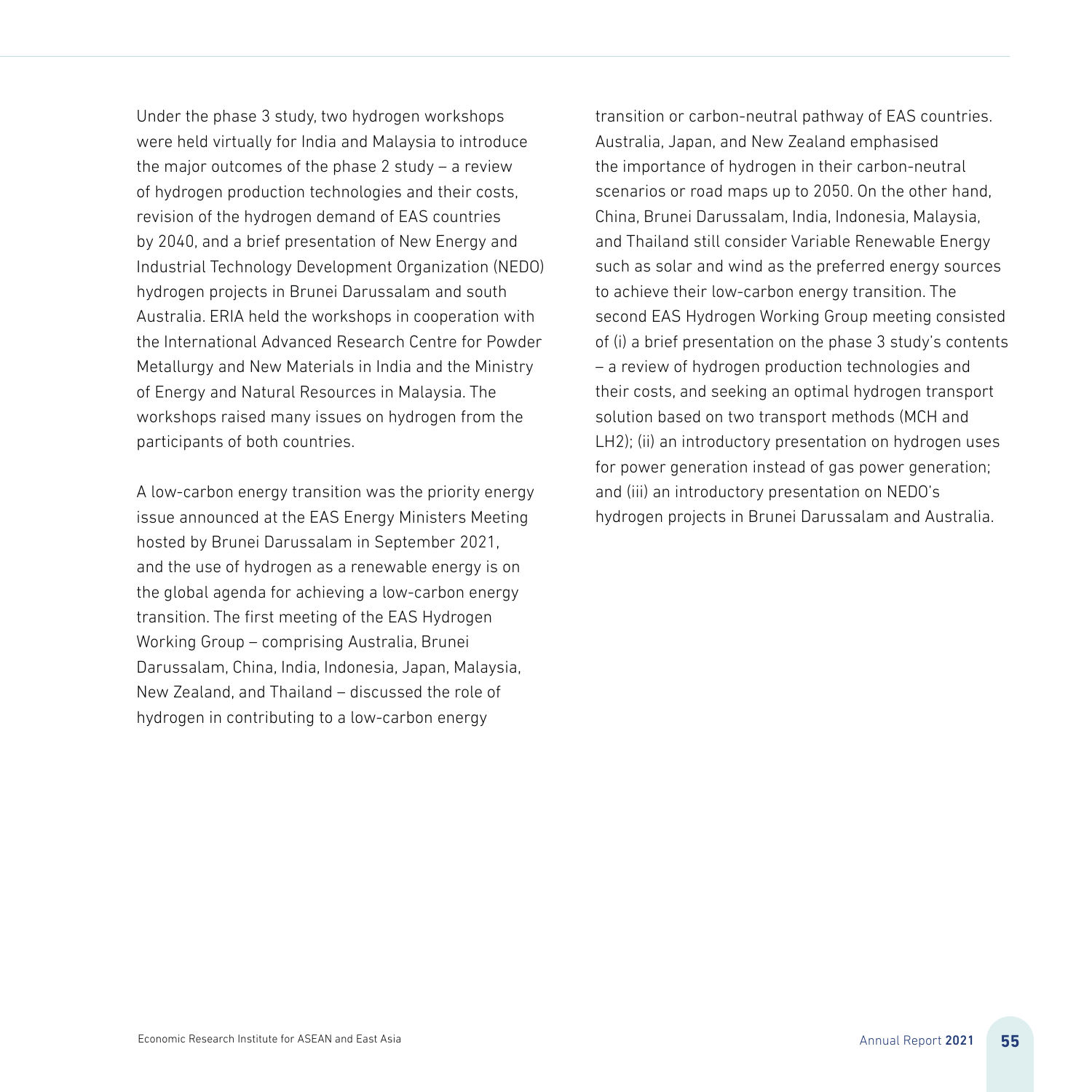Under the phase 3 study, two hydrogen workshops were held virtually for India and Malaysia to introduce the major outcomes of the phase 2 study – a review of hydrogen production technologies and their costs, revision of the hydrogen demand of EAS countries by 2040, and a brief presentation of New Energy and Industrial Technology Development Organization (NEDO) hydrogen projects in Brunei Darussalam and south Australia. ERIA held the workshops in cooperation with the International Advanced Research Centre for Powder Metallurgy and New Materials in India and the Ministry of Energy and Natural Resources in Malaysia. The workshops raised many issues on hydrogen from the participants of both countries.

A low-carbon energy transition was the priority energy issue announced at the EAS Energy Ministers Meeting hosted by Brunei Darussalam in September 2021, and the use of hydrogen as a renewable energy is on the global agenda for achieving a low-carbon energy transition. The first meeting of the EAS Hydrogen Working Group – comprising Australia, Brunei Darussalam, China, India, Indonesia, Japan, Malaysia, New Zealand, and Thailand – discussed the role of hydrogen in contributing to a low-carbon energy transition or carbon-neutral pathway of EAS countries. Australia, Japan, and New Zealand emphasised the importance of hydrogen in their carbon-neutral scenarios or road maps up to 2050. On the other hand, China, Brunei Darussalam, India, Indonesia, Malaysia, and Thailand still consider Variable Renewable Energy such as solar and wind as the preferred energy sources to achieve their low-carbon energy transition. The second EAS Hydrogen Working Group meeting consisted of (i) a brief presentation on the phase 3 study's contents – a review of hydrogen production technologies and their costs, and seeking an optimal hydrogen transport solution based on two transport methods (MCH and LH2); (ii) an introductory presentation on hydrogen uses for power generation instead of gas power generation; and (iii) an introductory presentation on NEDO's hydrogen projects in Brunei Darussalam and Australia.